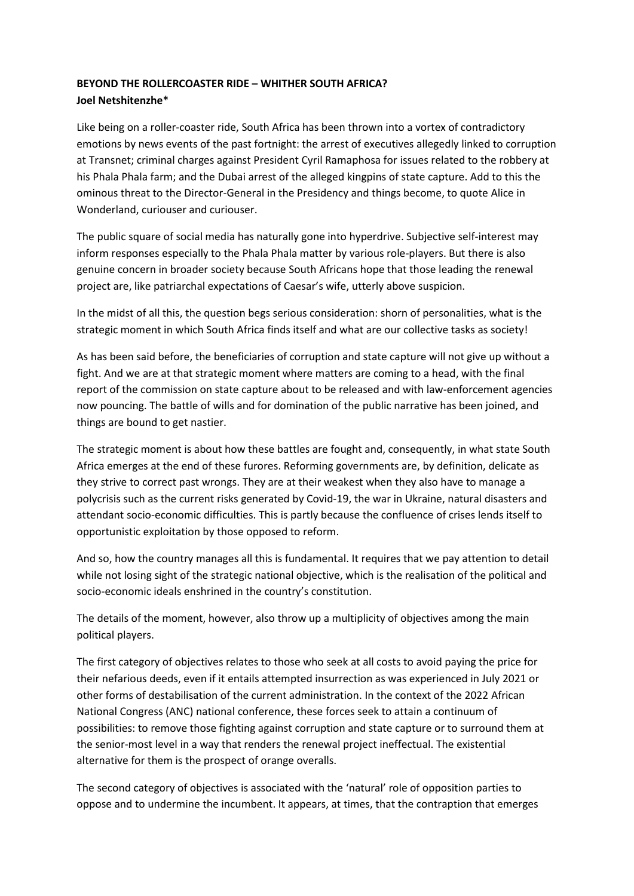**BEYOND THE ROLLERCOASTER RIDE – WHITHER SOUTH AFRICA?**
**Joel Netshitenzhe***

Like being on a roller-coaster ride, South Africa has been thrown into a vortex of contradictory emotions by news events of the past fortnight: the arrest of executives allegedly linked to corruption at Transnet; criminal charges against President Cyril Ramaphosa for issues related to the robbery at his Phala Phala farm; and the Dubai arrest of the alleged kingpins of state capture. Add to this the ominous threat to the Director-General in the Presidency and things become, to quote Alice in Wonderland, curiouser and curiouser.

The public square of social media has naturally gone into hyperdrive. Subjective self-interest may inform responses especially to the Phala Phala matter by various role-players. But there is also genuine concern in broader society because South Africans hope that those leading the renewal project are, like patriarchal expectations of Caesar's wife, utterly above suspicion.

In the midst of all this, the question begs serious consideration: shorn of personalities, what is the strategic moment in which South Africa finds itself and what are our collective tasks as society!

As has been said before, the beneficiaries of corruption and state capture will not give up without a fight. And we are at that strategic moment where matters are coming to a head, with the final report of the commission on state capture about to be released and with law-enforcement agencies now pouncing. The battle of wills and for domination of the public narrative has been joined, and things are bound to get nastier.

The strategic moment is about how these battles are fought and, consequently, in what state South Africa emerges at the end of these furores. Reforming governments are, by definition, delicate as they strive to correct past wrongs. They are at their weakest when they also have to manage a polycrisis such as the current risks generated by Covid-19, the war in Ukraine, natural disasters and attendant socio-economic difficulties. This is partly because the confluence of crises lends itself to opportunistic exploitation by those opposed to reform.

And so, how the country manages all this is fundamental. It requires that we pay attention to detail while not losing sight of the strategic national objective, which is the realisation of the political and socio-economic ideals enshrined in the country's constitution.

The details of the moment, however, also throw up a multiplicity of objectives among the main political players.

The first category of objectives relates to those who seek at all costs to avoid paying the price for their nefarious deeds, even if it entails attempted insurrection as was experienced in July 2021 or other forms of destabilisation of the current administration. In the context of the 2022 African National Congress (ANC) national conference, these forces seek to attain a continuum of possibilities: to remove those fighting against corruption and state capture or to surround them at the senior-most level in a way that renders the renewal project ineffectual. The existential alternative for them is the prospect of orange overalls.

The second category of objectives is associated with the 'natural' role of opposition parties to oppose and to undermine the incumbent. It appears, at times, that the contraption that emerges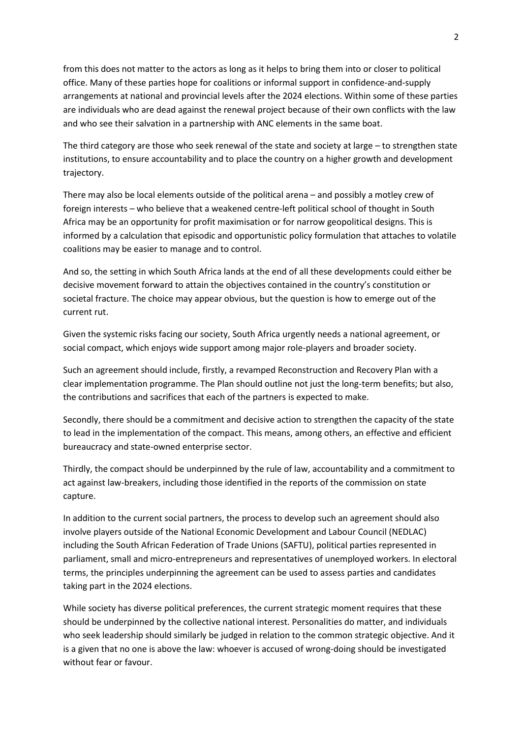from this does not matter to the actors as long as it helps to bring them into or closer to political office. Many of these parties hope for coalitions or informal support in confidence-and-supply arrangements at national and provincial levels after the 2024 elections. Within some of these parties are individuals who are dead against the renewal project because of their own conflicts with the law and who see their salvation in a partnership with ANC elements in the same boat.

The third category are those who seek renewal of the state and society at large – to strengthen state institutions, to ensure accountability and to place the country on a higher growth and development trajectory.

There may also be local elements outside of the political arena – and possibly a motley crew of foreign interests – who believe that a weakened centre-left political school of thought in South Africa may be an opportunity for profit maximisation or for narrow geopolitical designs. This is informed by a calculation that episodic and opportunistic policy formulation that attaches to volatile coalitions may be easier to manage and to control.

And so, the setting in which South Africa lands at the end of all these developments could either be decisive movement forward to attain the objectives contained in the country's constitution or societal fracture. The choice may appear obvious, but the question is how to emerge out of the current rut.

Given the systemic risks facing our society, South Africa urgently needs a national agreement, or social compact, which enjoys wide support among major role-players and broader society.

Such an agreement should include, firstly, a revamped Reconstruction and Recovery Plan with a clear implementation programme. The Plan should outline not just the long-term benefits; but also, the contributions and sacrifices that each of the partners is expected to make.

Secondly, there should be a commitment and decisive action to strengthen the capacity of the state to lead in the implementation of the compact. This means, among others, an effective and efficient bureaucracy and state-owned enterprise sector.

Thirdly, the compact should be underpinned by the rule of law, accountability and a commitment to act against law-breakers, including those identified in the reports of the commission on state capture.

In addition to the current social partners, the process to develop such an agreement should also involve players outside of the National Economic Development and Labour Council (NEDLAC) including the South African Federation of Trade Unions (SAFTU), political parties represented in parliament, small and micro-entrepreneurs and representatives of unemployed workers. In electoral terms, the principles underpinning the agreement can be used to assess parties and candidates taking part in the 2024 elections.

While society has diverse political preferences, the current strategic moment requires that these should be underpinned by the collective national interest. Personalities do matter, and individuals who seek leadership should similarly be judged in relation to the common strategic objective. And it is a given that no one is above the law: whoever is accused of wrong-doing should be investigated without fear or favour.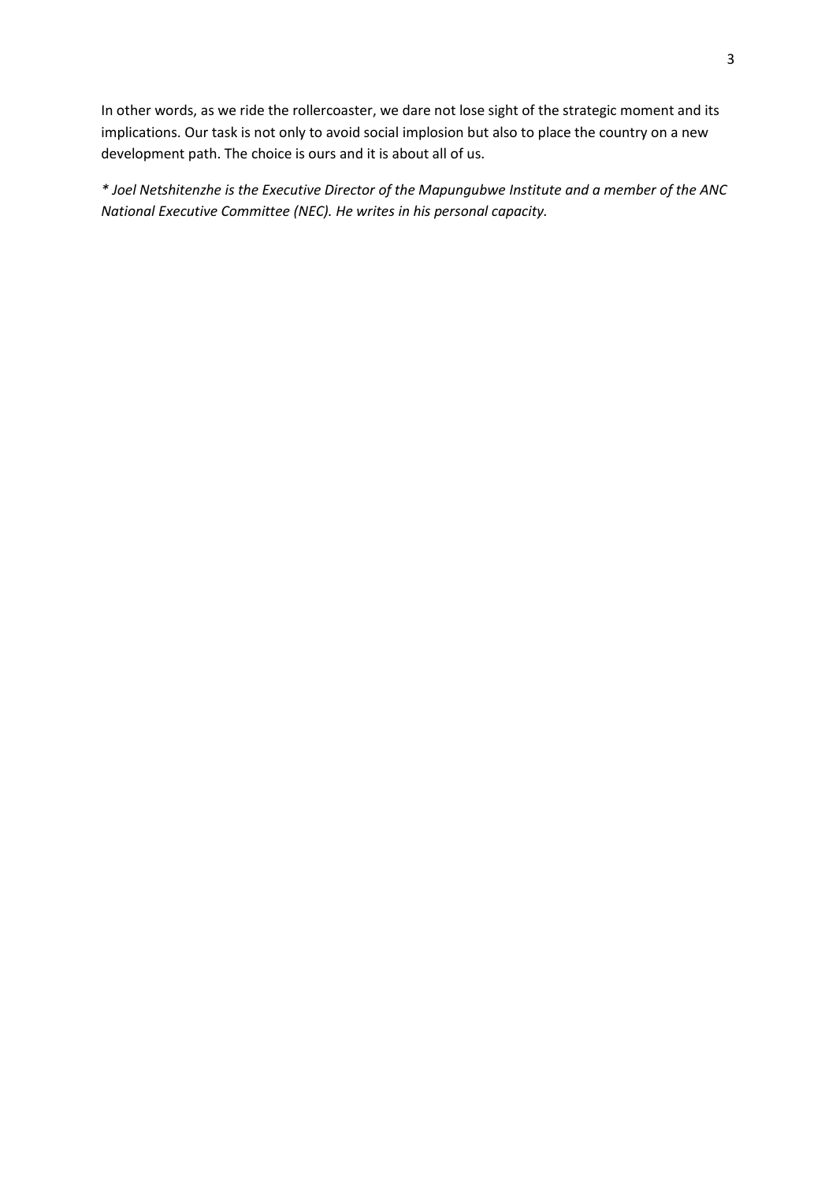In other words, as we ride the rollercoaster, we dare not lose sight of the strategic moment and its implications. Our task is not only to avoid social implosion but also to place the country on a new development path. The choice is ours and it is about all of us.

*\* Joel Netshitenzhe is the Executive Director of the Mapungubwe Institute and a member of the ANC National Executive Committee (NEC). He writes in his personal capacity.*